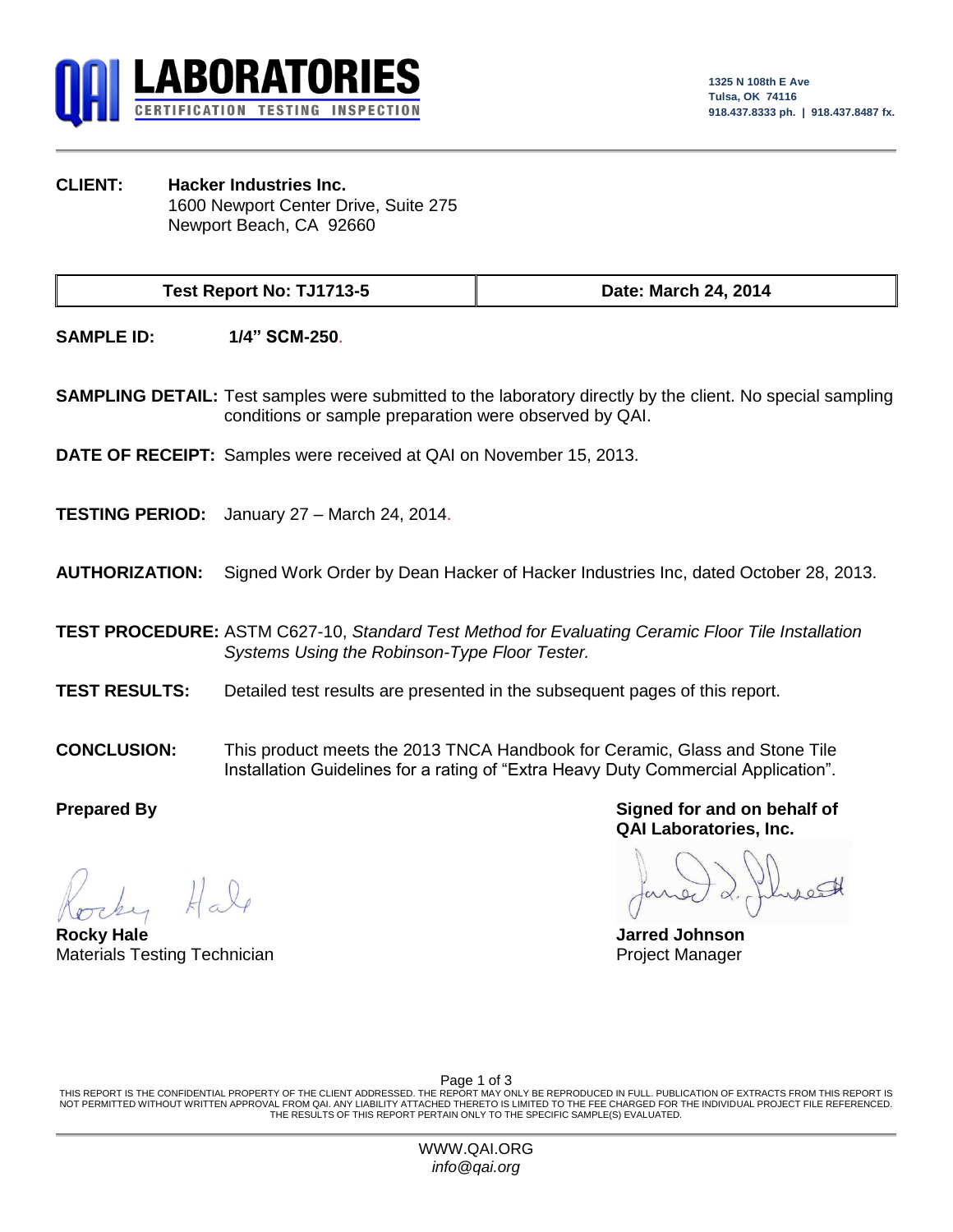# QAI LABORATORIES

CERTIFICATION TESTING INSPECTION

1325 N 108th E Ave
Tulsa, OK 74116
918.437.8333 ph. | 918.437.8487 fx.

**CLIENT:** **Hacker Industries Inc.**
1600 Newport Center Drive, Suite 275
Newport Beach, CA 92660

| Test Report No: TJ1713-5 | Date: March 24, 2014 |
|---|---|

**SAMPLE ID:** **1/4" SCM-250.**

**SAMPLING DETAIL:** Test samples were submitted to the laboratory directly by the client. No special sampling conditions or sample preparation were observed by QAI.

**DATE OF RECEIPT:** Samples were received at QAI on November 15, 2013.

**TESTING PERIOD:** January 27 – March 24, 2014.

**AUTHORIZATION:** Signed Work Order by Dean Hacker of Hacker Industries Inc, dated October 28, 2013.

**TEST PROCEDURE:** ASTM C627-10, *Standard Test Method for Evaluating Ceramic Floor Tile Installation Systems Using the Robinson-Type Floor Tester.*

**TEST RESULTS:** Detailed test results are presented in the subsequent pages of this report.

**CONCLUSION:** This product meets the 2013 TNCA Handbook for Ceramic, Glass and Stone Tile Installation Guidelines for a rating of "Extra Heavy Duty Commercial Application".

**Prepared By**

**Rocky Hale**
Materials Testing Technician

**Signed for and on behalf of QAI Laboratories, Inc.**

**Jarred Johnson**
Project Manager

THIS REPORT IS THE CONFIDENTIAL PROPERTY OF THE CLIENT ADDRESSED. THE REPORT MAY ONLY BE REPRODUCED IN FULL. PUBLICATION OF EXTRACTS FROM THIS REPORT IS NOT PERMITTED WITHOUT WRITTEN APPROVAL FROM QAI. ANY LIABILITY ATTACHED THERETO IS LIMITED TO THE FEE CHARGED FOR THE INDIVIDUAL PROJECT FILE REFERENCED. THE RESULTS OF THIS REPORT PERTAIN ONLY TO THE SPECIFIC SAMPLE(S) EVALUATED.

WWW.QAI.ORG
*info@qai.org*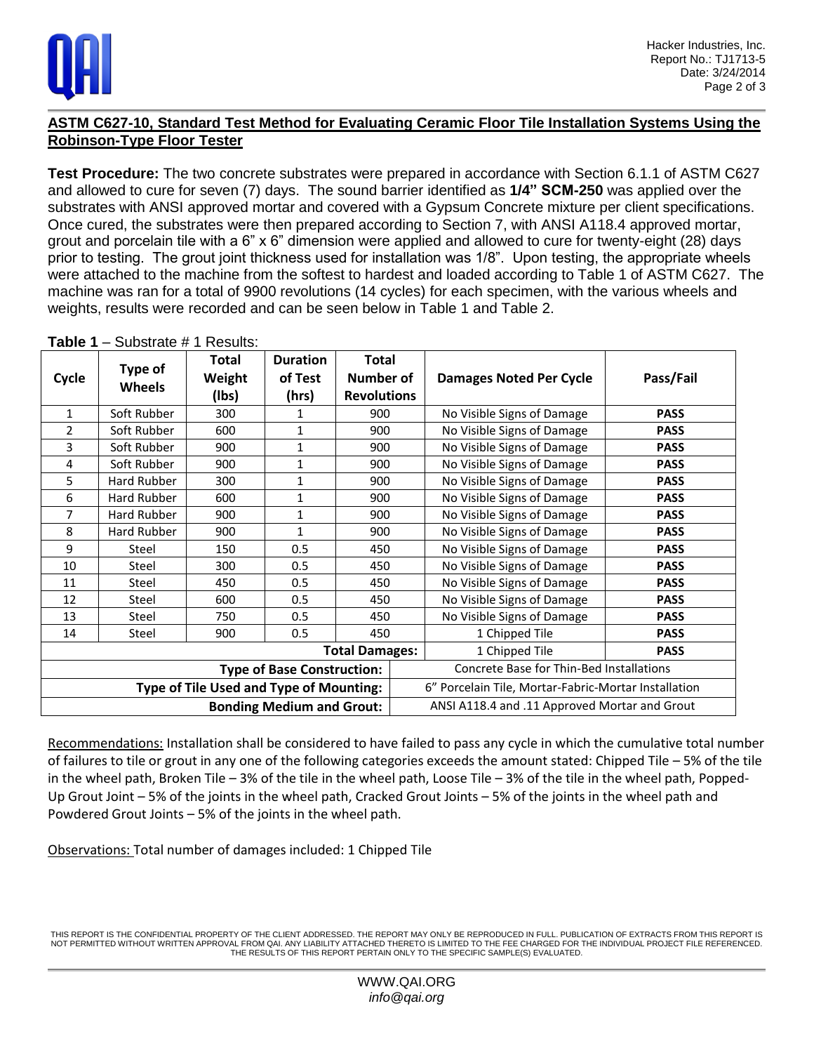## ASTM C627-10, Standard Test Method for Evaluating Ceramic Floor Tile Installation Systems Using the Robinson-Type Floor Tester

**Test Procedure:** The two concrete substrates were prepared in accordance with Section 6.1.1 of ASTM C627 and allowed to cure for seven (7) days. The sound barrier identified as **1/4" SCM-250** was applied over the substrates with ANSI approved mortar and covered with a Gypsum Concrete mixture per client specifications. Once cured, the substrates were then prepared according to Section 7, with ANSI A118.4 approved mortar, grout and porcelain tile with a 6" x 6" dimension were applied and allowed to cure for twenty-eight (28) days prior to testing. The grout joint thickness used for installation was 1/8". Upon testing, the appropriate wheels were attached to the machine from the softest to hardest and loaded according to Table 1 of ASTM C627. The machine was ran for a total of 9900 revolutions (14 cycles) for each specimen, with the various wheels and weights, results were recorded and can be seen below in Table 1 and Table 2.

**Table 1** – Substrate # 1 Results:

| Cycle | Type of Wheels | Total Weight (lbs) | Duration of Test (hrs) | Total Number of Revolutions | Damages Noted Per Cycle | Pass/Fail |
|---|---|---|---|---|---|---|
| 1 | Soft Rubber | 300 | 1 | 900 | No Visible Signs of Damage | **PASS** |
| 2 | Soft Rubber | 600 | 1 | 900 | No Visible Signs of Damage | **PASS** |
| 3 | Soft Rubber | 900 | 1 | 900 | No Visible Signs of Damage | **PASS** |
| 4 | Soft Rubber | 900 | 1 | 900 | No Visible Signs of Damage | **PASS** |
| 5 | Hard Rubber | 300 | 1 | 900 | No Visible Signs of Damage | **PASS** |
| 6 | Hard Rubber | 600 | 1 | 900 | No Visible Signs of Damage | **PASS** |
| 7 | Hard Rubber | 900 | 1 | 900 | No Visible Signs of Damage | **PASS** |
| 8 | Hard Rubber | 900 | 1 | 900 | No Visible Signs of Damage | **PASS** |
| 9 | Steel | 150 | 0.5 | 450 | No Visible Signs of Damage | **PASS** |
| 10 | Steel | 300 | 0.5 | 450 | No Visible Signs of Damage | **PASS** |
| 11 | Steel | 450 | 0.5 | 450 | No Visible Signs of Damage | **PASS** |
| 12 | Steel | 600 | 0.5 | 450 | No Visible Signs of Damage | **PASS** |
| 13 | Steel | 750 | 0.5 | 450 | No Visible Signs of Damage | **PASS** |
| 14 | Steel | 900 | 0.5 | 450 | 1 Chipped Tile | **PASS** |
| | | | | **Total Damages:** | 1 Chipped Tile | **PASS** |
| | | | | **Type of Base Construction:** | Concrete Base for Thin-Bed Installations | |
| | | | | **Type of Tile Used and Type of Mounting:** | 6" Porcelain Tile, Mortar-Fabric-Mortar Installation | |
| | | | | **Bonding Medium and Grout:** | ANSI A118.4 and .11 Approved Mortar and Grout | |

Recommendations: Installation shall be considered to have failed to pass any cycle in which the cumulative total number of failures to tile or grout in any one of the following categories exceeds the amount stated: Chipped Tile – 5% of the tile in the wheel path, Broken Tile – 3% of the tile in the wheel path, Loose Tile – 3% of the tile in the wheel path, Popped-Up Grout Joint – 5% of the joints in the wheel path, Cracked Grout Joints – 5% of the joints in the wheel path and Powdered Grout Joints – 5% of the joints in the wheel path.

Observations: Total number of damages included: 1 Chipped Tile

THIS REPORT IS THE CONFIDENTIAL PROPERTY OF THE CLIENT ADDRESSED. THE REPORT MAY ONLY BE REPRODUCED IN FULL. PUBLICATION OF EXTRACTS FROM THIS REPORT IS NOT PERMITTED WITHOUT WRITTEN APPROVAL FROM QAI. ANY LIABILITY ATTACHED THERETO IS LIMITED TO THE FEE CHARGED FOR THE INDIVIDUAL PROJECT FILE REFERENCED. THE RESULTS OF THIS REPORT PERTAIN ONLY TO THE SPECIFIC SAMPLE(S) EVALUATED.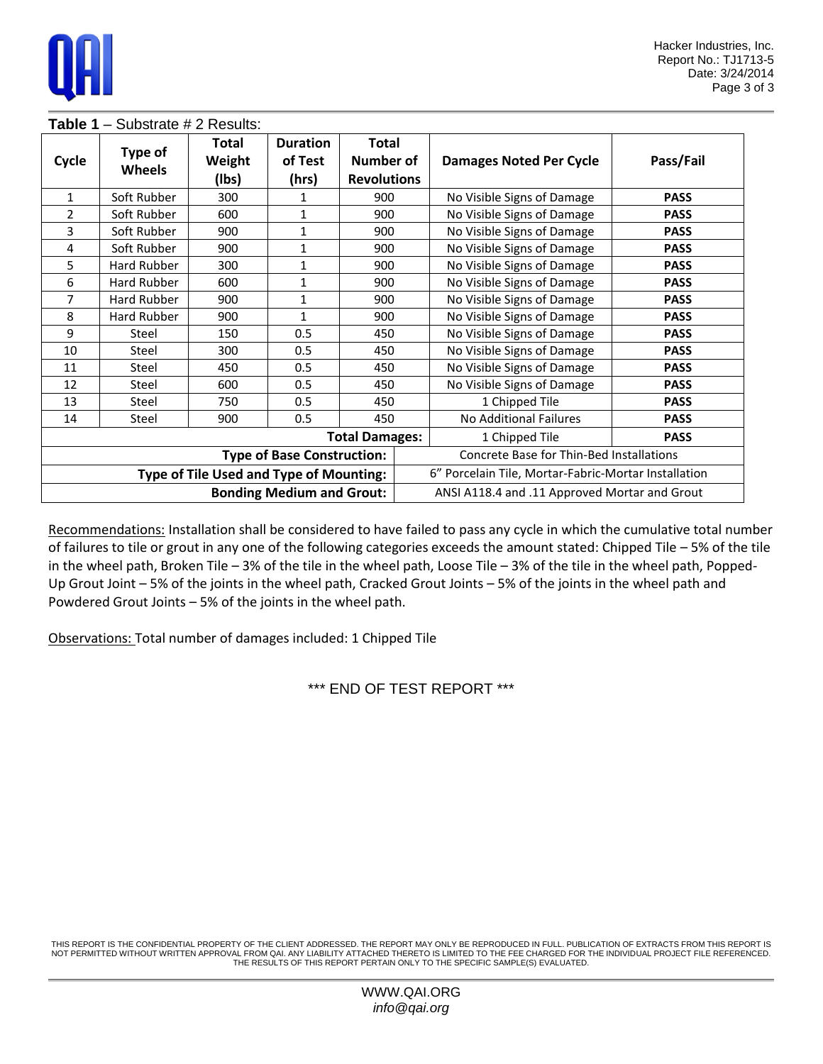**Table 1** – Substrate # 2 Results:

| Cycle | Type of Wheels | Total Weight (lbs) | Duration of Test (hrs) | Total Number of Revolutions | Damages Noted Per Cycle | Pass/Fail |
|---|---|---|---|---|---|---|
| 1 | Soft Rubber | 300 | 1 | 900 | No Visible Signs of Damage | **PASS** |
| 2 | Soft Rubber | 600 | 1 | 900 | No Visible Signs of Damage | **PASS** |
| 3 | Soft Rubber | 900 | 1 | 900 | No Visible Signs of Damage | **PASS** |
| 4 | Soft Rubber | 900 | 1 | 900 | No Visible Signs of Damage | **PASS** |
| 5 | Hard Rubber | 300 | 1 | 900 | No Visible Signs of Damage | **PASS** |
| 6 | Hard Rubber | 600 | 1 | 900 | No Visible Signs of Damage | **PASS** |
| 7 | Hard Rubber | 900 | 1 | 900 | No Visible Signs of Damage | **PASS** |
| 8 | Hard Rubber | 900 | 1 | 900 | No Visible Signs of Damage | **PASS** |
| 9 | Steel | 150 | 0.5 | 450 | No Visible Signs of Damage | **PASS** |
| 10 | Steel | 300 | 0.5 | 450 | No Visible Signs of Damage | **PASS** |
| 11 | Steel | 450 | 0.5 | 450 | No Visible Signs of Damage | **PASS** |
| 12 | Steel | 600 | 0.5 | 450 | No Visible Signs of Damage | **PASS** |
| 13 | Steel | 750 | 0.5 | 450 | 1 Chipped Tile | **PASS** |
| 14 | Steel | 900 | 0.5 | 450 | No Additional Failures | **PASS** |
| **Total Damages:** | | | | | 1 Chipped Tile | **PASS** |
| **Type of Base Construction:** | | | | | Concrete Base for Thin-Bed Installations | |
| **Type of Tile Used and Type of Mounting:** | | | | | 6" Porcelain Tile, Mortar-Fabric-Mortar Installation | |
| **Bonding Medium and Grout:** | | | | | ANSI A118.4 and .11 Approved Mortar and Grout | |

Recommendations: Installation shall be considered to have failed to pass any cycle in which the cumulative total number of failures to tile or grout in any one of the following categories exceeds the amount stated: Chipped Tile – 5% of the tile in the wheel path, Broken Tile – 3% of the tile in the wheel path, Loose Tile – 3% of the tile in the wheel path, Popped-Up Grout Joint – 5% of the joints in the wheel path, Cracked Grout Joints – 5% of the joints in the wheel path and Powdered Grout Joints – 5% of the joints in the wheel path.

Observations: Total number of damages included: 1 Chipped Tile

\*\*\* END OF TEST REPORT \*\*\*

THIS REPORT IS THE CONFIDENTIAL PROPERTY OF THE CLIENT ADDRESSED. THE REPORT MAY ONLY BE REPRODUCED IN FULL. PUBLICATION OF EXTRACTS FROM THIS REPORT IS NOT PERMITTED WITHOUT WRITTEN APPROVAL FROM QAI. ANY LIABILITY ATTACHED THERETO IS LIMITED TO THE FEE CHARGED FOR THE INDIVIDUAL PROJECT FILE REFERENCED. THE RESULTS OF THIS REPORT PERTAIN ONLY TO THE SPECIFIC SAMPLE(S) EVALUATED.